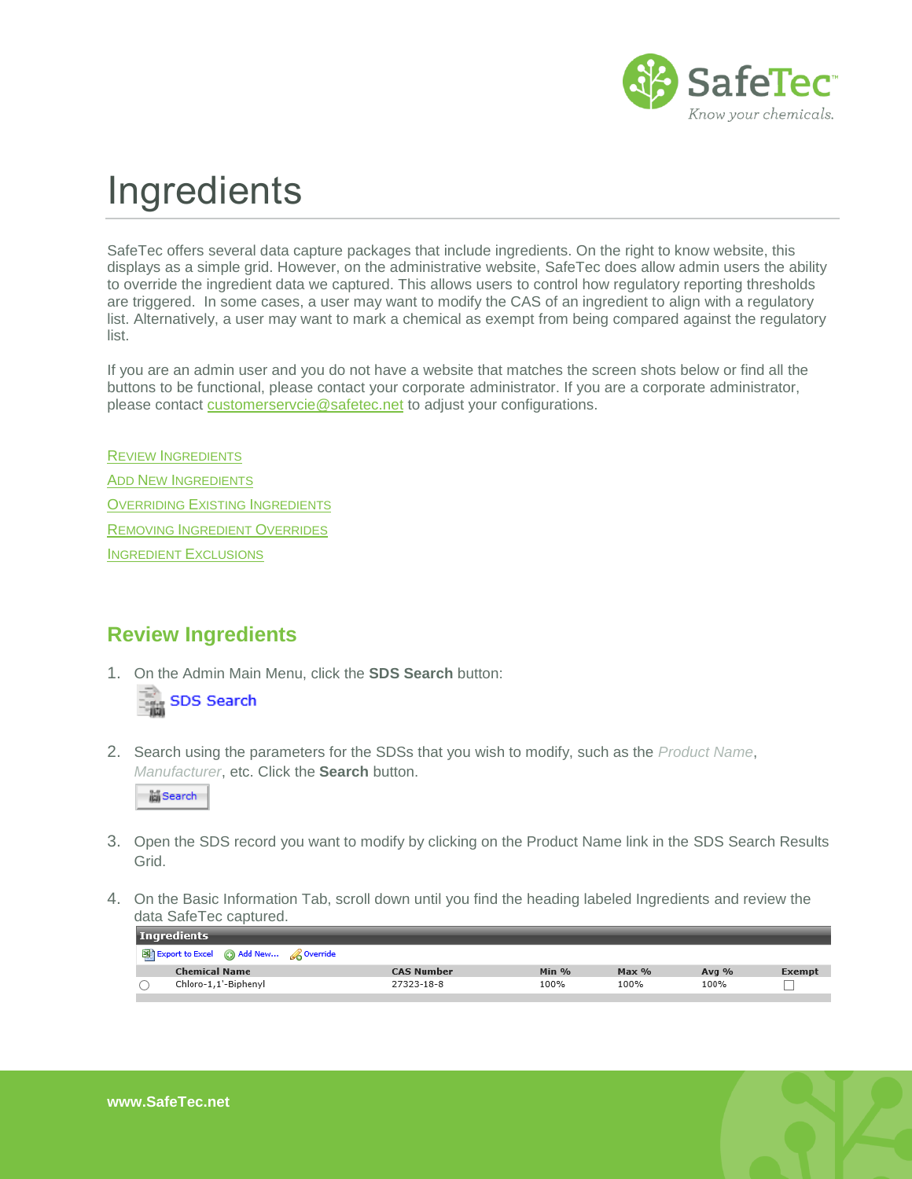# Ingredients

SafeTec offers several data capture packages that include ingredients. On the right to know website, this displays as a simple grid. However, on the administrative website, SafeTec does allow admin users the ability to override the ingredient data we captured. This allows users to control how regulatory reporting thresholds are triggered. In some cases, a user may want to modify the CAS of an ingredient to align with a regulatory list. Alternatively, a user may want to mark a chemical as exempt from being compared against the regulatory list.

If you are an admin user and you do not have a website that matches the screen shots below or find all the buttons to be functional, please contact your corporate administrator. If you are a corporate administrator, please contact customerservcie@safetec.net to adjust your configurations.

REVIEW INGREDIENTS

ADD NEW INGREDIENTS

OVERRIDING EXISTING INGREDIENTS

REMOVING INGREDIENT OVERRIDES

INGREDIENT EXCLUSIONS

## Review Ingredients

1. On the Admin Main Menu, click the **SDS Search** button:

   SDS Search

2. Search using the parameters for the SDSs that you wish to modify, such as the *Product Name*, *Manufacturer*, etc. Click the **Search** button.

   Search

3. Open the SDS record you want to modify by clicking on the Product Name link in the SDS Search Results Grid.

4. On the Basic Information Tab, scroll down until you find the heading labeled Ingredients and review the data SafeTec captured.

**Ingredients**

Export to Excel | Add New... | Override

| | Chemical Name | CAS Number | Min % | Max % | Avg % | Exempt |
|---|---|---|---|---|---|---|
| ○ | Chloro-1,1'-Biphenyl | 27323-18-8 | 100% | 100% | 100% | ☐ |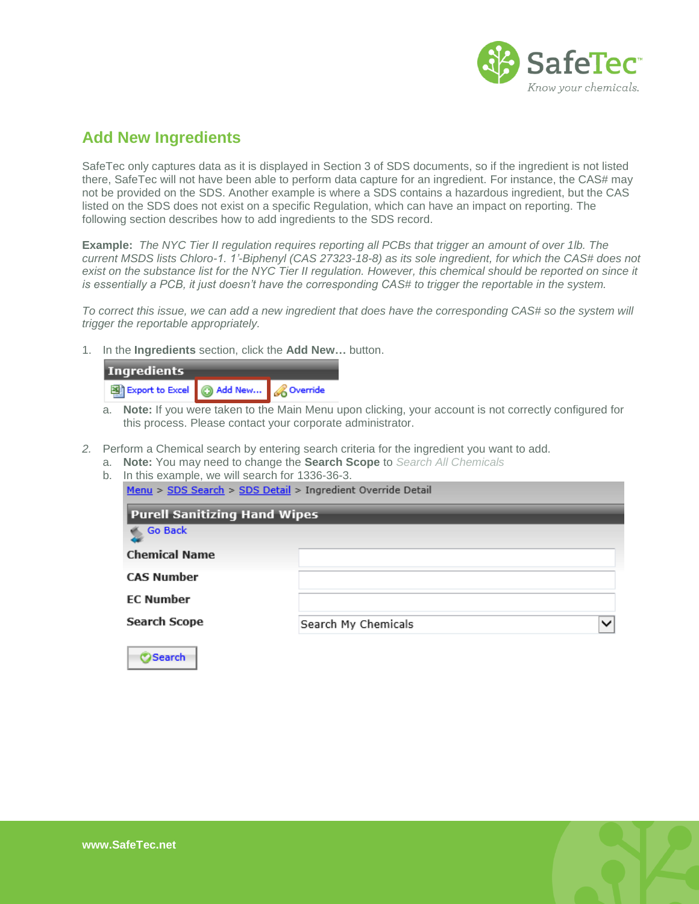## Add New Ingredients

SafeTec only captures data as it is displayed in Section 3 of SDS documents, so if the ingredient is not listed there, SafeTec will not have been able to perform data capture for an ingredient. For instance, the CAS# may not be provided on the SDS. Another example is where a SDS contains a hazardous ingredient, but the CAS listed on the SDS does not exist on a specific Regulation, which can have an impact on reporting. The following section describes how to add ingredients to the SDS record.

**Example:** *The NYC Tier II regulation requires reporting all PCBs that trigger an amount of over 1lb. The current MSDS lists Chloro-1. 1'-Biphenyl (CAS 27323-18-8) as its sole ingredient, for which the CAS# does not exist on the substance list for the NYC Tier II regulation. However, this chemical should be reported on since it is essentially a PCB, it just doesn't have the corresponding CAS# to trigger the reportable in the system.*

*To correct this issue, we can add a new ingredient that does have the corresponding CAS# so the system will trigger the reportable appropriately.*

1. In the **Ingredients** section, click the **Add New…** button.

   **Ingredients**
   Export to Excel | Add New… | Override

   a. **Note:** If you were taken to the Main Menu upon clicking, your account is not correctly configured for this process. Please contact your corporate administrator.

2. Perform a Chemical search by entering search criteria for the ingredient you want to add.
   a. **Note:** You may need to change the **Search Scope** to *Search All Chemicals*
   b. In this example, we will search for 1336-36-3.

   Menu > SDS Search > SDS Detail > Ingredient Override Detail

   **Purell Sanitizing Hand Wipes**
   Go Back

   | | |
   |---|---|
   | **Chemical Name** | |
   | **CAS Number** | |
   | **EC Number** | |
   | **Search Scope** | Search My Chemicals |

   Search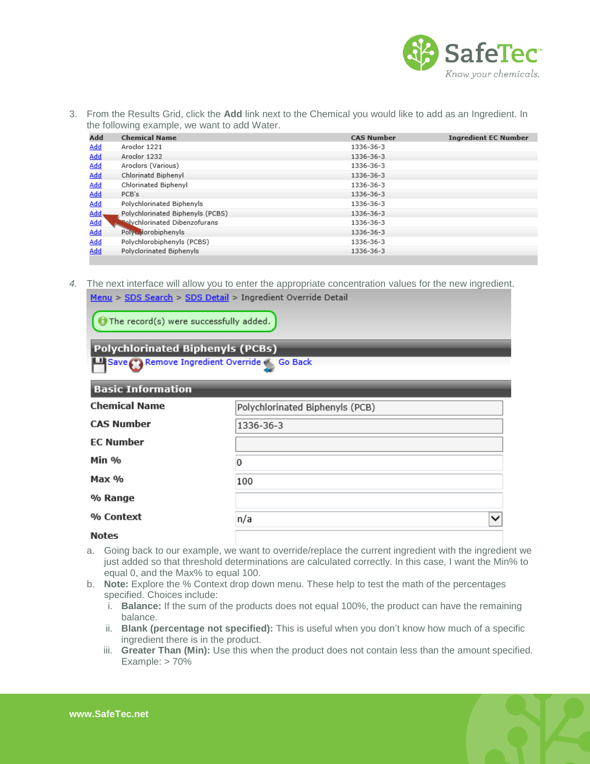3. From the Results Grid, click the **Add** link next to the Chemical you would like to add as an Ingredient. In the following example, we want to add Water.

| Add | Chemical Name | CAS Number | Ingredient EC Number |
|---|---|---|---|
| Add | Aroclor 1221 | 1336-36-3 | |
| Add | Aroclor 1232 | 1336-36-3 | |
| Add | Aroclors (Various) | 1336-36-3 | |
| Add | Chlorinatd Biphenyl | 1336-36-3 | |
| Add | Chlorinated Biphenyl | 1336-36-3 | |
| Add | PCB's | 1336-36-3 | |
| Add | Polychlorinated Biphenyls | 1336-36-3 | |
| Add | Polychlorinated Biphenyls (PCBS) | 1336-36-3 | |
| Add | Polychlorinated Dibenzofurans | 1336-36-3 | |
| Add | Polychlorobiphenyls | 1336-36-3 | |
| Add | Polychlorobiphenyls (PCBS) | 1336-36-3 | |
| Add | Polyclorinated Biphenyls | 1336-36-3 | |

4. The next interface will allow you to enter the appropriate concentration values for the new ingredient.

Menu > SDS Search > SDS Detail > Ingredient Override Detail

The record(s) were successfully added.

**Polychlorinated Biphenyls (PCBs)**

Save | Remove Ingredient Override | Go Back

**Basic Information**

| | |
|---|---|
| **Chemical Name** | Polychlorinated Biphenyls (PCB) |
| **CAS Number** | 1336-36-3 |
| **EC Number** | |
| **Min %** | 0 |
| **Max %** | 100 |
| **% Range** | |
| **% Context** | n/a |
| **Notes** | |

a. Going back to our example, we want to override/replace the current ingredient with the ingredient we just added so that threshold determinations are calculated correctly. In this case, I want the Min% to equal 0, and the Max% to equal 100.

b. **Note:** Explore the % Context drop down menu. These help to test the math of the percentages specified. Choices include:

   i. **Balance:** If the sum of the products does not equal 100%, the product can have the remaining balance.

   ii. **Blank (percentage not specified):** This is useful when you don't know how much of a specific ingredient there is in the product.

   iii. **Greater Than (Min):** Use this when the product does not contain less than the amount specified. Example: > 70%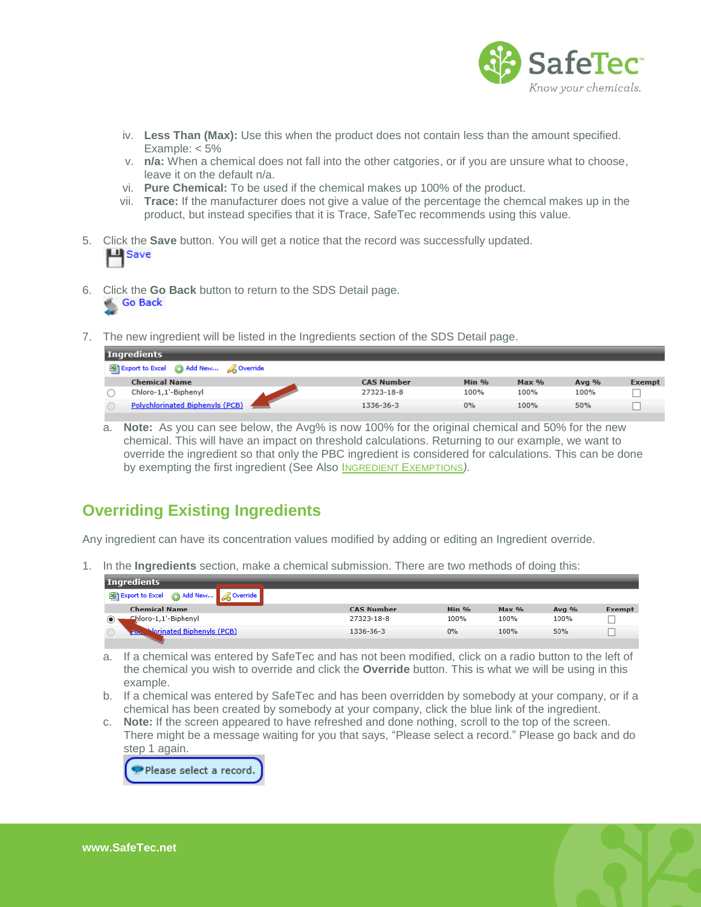iv. **Less Than (Max):** Use this when the product does not contain less than the amount specified. Example: < 5%

v. **n/a:** When a chemical does not fall into the other catgories, or if you are unsure what to choose, leave it on the default n/a.

vi. **Pure Chemical:** To be used if the chemical makes up 100% of the product.

vii. **Trace:** If the manufacturer does not give a value of the percentage the chemcal makes up in the product, but instead specifies that it is Trace, SafeTec recommends using this value.

5. Click the **Save** button. You will get a notice that the record was successfully updated.

   Save

6. Click the **Go Back** button to return to the SDS Detail page.

   Go Back

7. The new ingredient will be listed in the Ingredients section of the SDS Detail page.

   **Ingredients**

   Export to Excel | Add New... | Override

   | | Chemical Name | CAS Number | Min % | Max % | Avg % | Exempt |
   |---|---|---|---|---|---|---|
   | ○ | Chloro-1,1'-Biphenyl | 27323-18-8 | 100% | 100% | 100% | ☐ |
   | ○ | Polychlorinated Biphenyls (PCB) | 1336-36-3 | 0% | 100% | 50% | ☐ |

   a. **Note:** As you can see below, the Avg% is now 100% for the original chemical and 50% for the new chemical. This will have an impact on threshold calculations. Returning to our example, we want to override the ingredient so that only the PBC ingredient is considered for calculations. This can be done by exempting the first ingredient (See Also INGREDIENT EXEMPTIONS).

## Overriding Existing Ingredients

Any ingredient can have its concentration values modified by adding or editing an Ingredient override.

1. In the **Ingredients** section, make a chemical submission. There are two methods of doing this:

   **Ingredients**

   Export to Excel | Add New... | Override

   | | Chemical Name | CAS Number | Min % | Max % | Avg % | Exempt |
   |---|---|---|---|---|---|---|
   | ◉ | Chloro-1,1'-Biphenyl | 27323-18-8 | 100% | 100% | 100% | ☐ |
   | ○ | Polychlorinated Biphenyls (PCB) | 1336-36-3 | 0% | 100% | 50% | ☐ |

   a. If a chemical was entered by SafeTec and has not been modified, click on a radio button to the left of the chemical you wish to override and click the **Override** button. This is what we will be using in this example.

   b. If a chemical was entered by SafeTec and has been overridden by somebody at your company, or if a chemical has been created by somebody at your company, click the blue link of the ingredient.

   c. **Note:** If the screen appeared to have refreshed and done nothing, scroll to the top of the screen. There might be a message waiting for you that says, "Please select a record." Please go back and do step 1 again.

   Please select a record.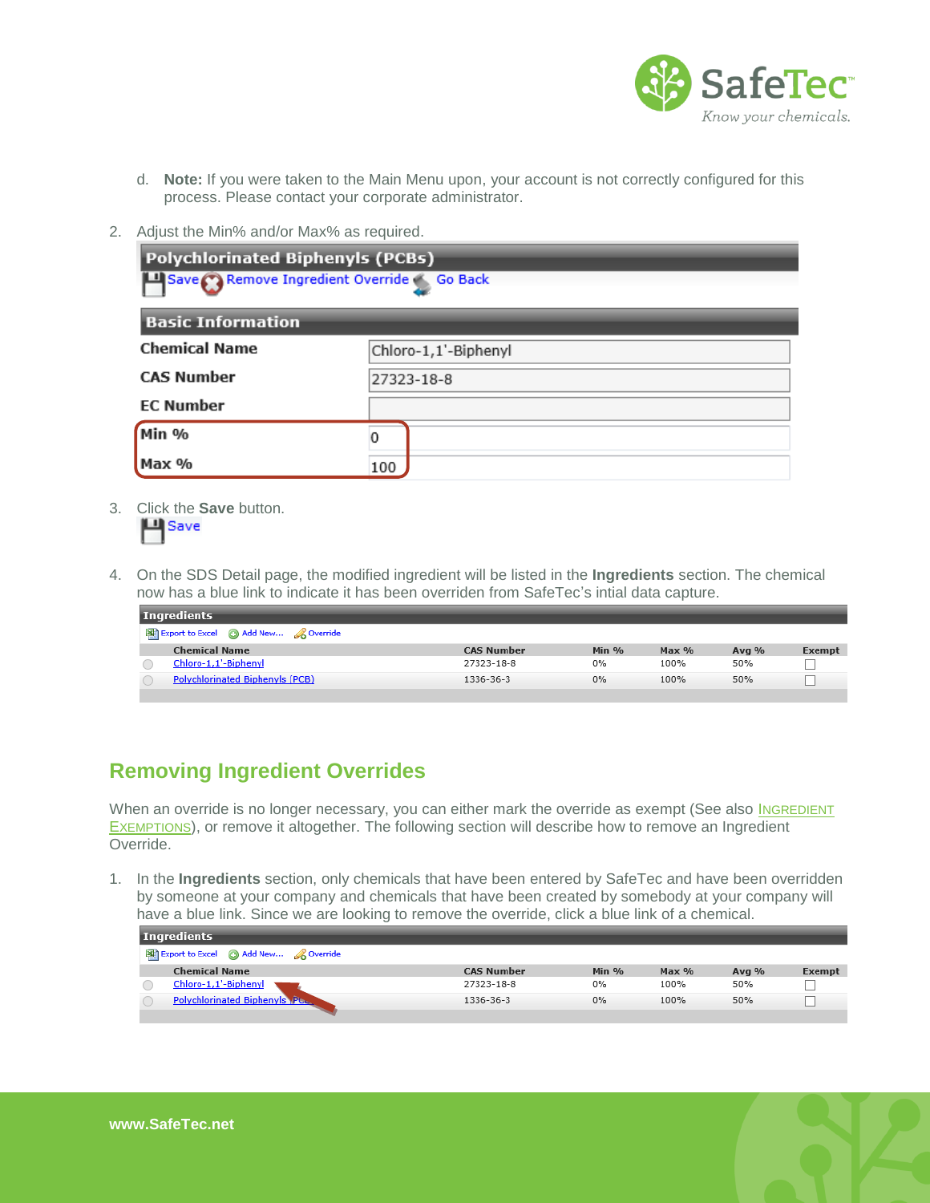d. **Note:** If you were taken to the Main Menu upon, your account is not correctly configured for this process. Please contact your corporate administrator.

2. Adjust the Min% and/or Max% as required.

| Polychlorinated Biphenyls (PCBs) | |
|---|---|
| Save / Remove Ingredient Override / Go Back | |
| **Basic Information** | |
| Chemical Name | Chloro-1,1'-Biphenyl |
| CAS Number | 27323-18-8 |
| EC Number | |
| Min % | 0 |
| Max % | 100 |

3. Click the **Save** button.

   Save

4. On the SDS Detail page, the modified ingredient will be listed in the **Ingredients** section. The chemical now has a blue link to indicate it has been overriden from SafeTec's intial data capture.

**Ingredients**

Export to Excel | Add New... | Override

| Chemical Name | CAS Number | Min % | Max % | Avg % | Exempt |
|---|---|---|---|---|---|
| Chloro-1,1'-Biphenyl | 27323-18-8 | 0% | 100% | 50% | ☐ |
| Polychlorinated Biphenyls (PCB) | 1336-36-3 | 0% | 100% | 50% | ☐ |

## Removing Ingredient Overrides

When an override is no longer necessary, you can either mark the override as exempt (See also INGREDIENT EXEMPTIONS), or remove it altogether. The following section will describe how to remove an Ingredient Override.

1. In the **Ingredients** section, only chemicals that have been entered by SafeTec and have been overridden by someone at your company and chemicals that have been created by somebody at your company will have a blue link. Since we are looking to remove the override, click a blue link of a chemical.

**Ingredients**

Export to Excel | Add New... | Override

| Chemical Name | CAS Number | Min % | Max % | Avg % | Exempt |
|---|---|---|---|---|---|
| Chloro-1,1'-Biphenyl | 27323-18-8 | 0% | 100% | 50% | ☐ |
| Polychlorinated Biphenyls (PCB) | 1336-36-3 | 0% | 100% | 50% | ☐ |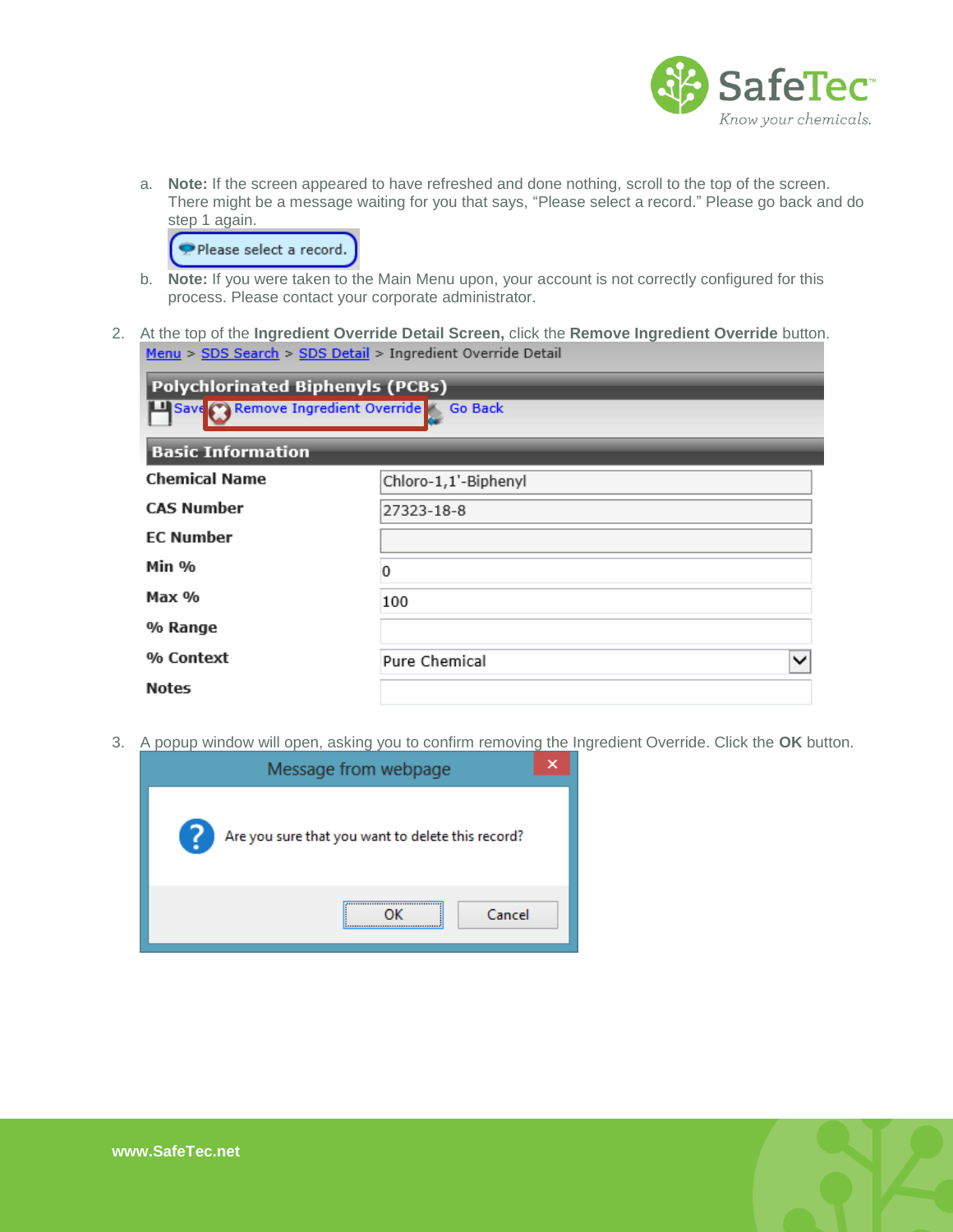a. **Note:** If the screen appeared to have refreshed and done nothing, scroll to the top of the screen. There might be a message waiting for you that says, "Please select a record." Please go back and do step 1 again.

   Please select a record.

b. **Note:** If you were taken to the Main Menu upon, your account is not correctly configured for this process. Please contact your corporate administrator.

2. At the top of the **Ingredient Override Detail Screen,** click the **Remove Ingredient Override** button.

   Menu > SDS Search > SDS Detail > Ingredient Override Detail

   **Polychlorinated Biphenyls (PCBs)**

   Save | Remove Ingredient Override | Go Back

   **Basic Information**

   | Field | Value |
   |---|---|
   | Chemical Name | Chloro-1,1'-Biphenyl |
   | CAS Number | 27323-18-8 |
   | EC Number | |
   | Min % | 0 |
   | Max % | 100 |
   | % Range | |
   | % Context | Pure Chemical |
   | Notes | |

3. A popup window will open, asking you to confirm removing the Ingredient Override. Click the **OK** button.

   Message from webpage

   Are you sure that you want to delete this record?

   OK | Cancel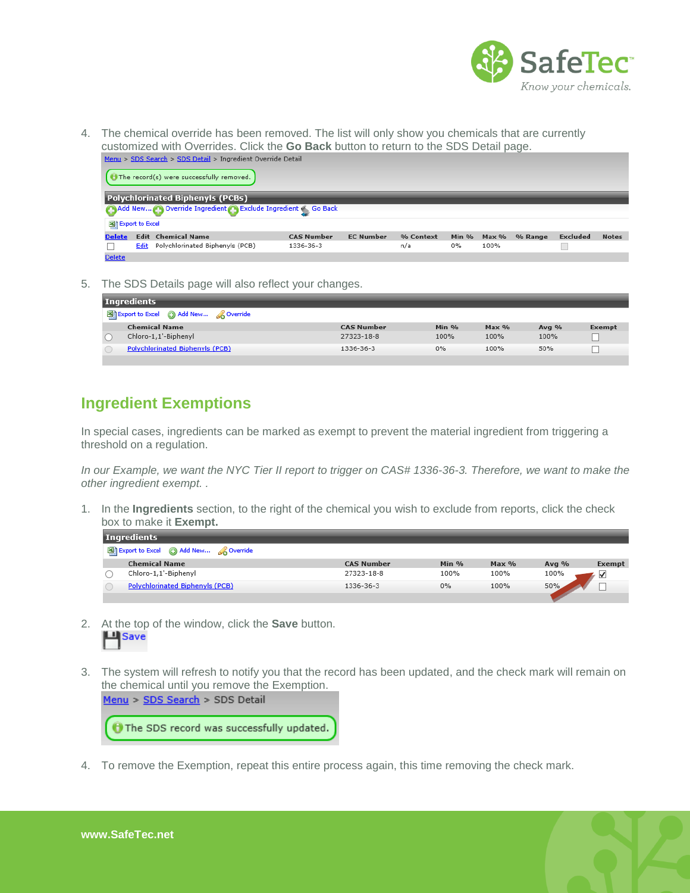4. The chemical override has been removed. The list will only show you chemicals that are currently customized with Overrides. Click the **Go Back** button to return to the SDS Detail page.

Menu > SDS Search > SDS Detail > Ingredient Override Detail

The record(s) were successfully removed.

**Polychlorinated Biphenyls (PCBs)**

Add New... Override Ingredient Exclude Ingredient Go Back

Export to Excel

| Delete | Edit | Chemical Name | CAS Number | EC Number | % Context | Min % | Max % | % Range | Excluded | Notes |
|---|---|---|---|---|---|---|---|---|---|---|
| ☐ | Edit | Polychlorinated Biphenyls (PCB) | 1336-36-3 | | n/a | 0% | 100% | | ☐ | |

Delete

5. The SDS Details page will also reflect your changes.

**Ingredients**

Export to Excel Add New... Override

| | Chemical Name | CAS Number | Min % | Max % | Avg % | Exempt |
|---|---|---|---|---|---|---|
| ○ | Chloro-1,1'-Biphenyl | 27323-18-8 | 100% | 100% | 100% | ☐ |
| ○ | Polychlorinated Biphenyls (PCB) | 1336-36-3 | 0% | 100% | 50% | ☐ |

## Ingredient Exemptions

In special cases, ingredients can be marked as exempt to prevent the material ingredient from triggering a threshold on a regulation.

*In our Example, we want the NYC Tier II report to trigger on CAS# 1336-36-3. Therefore, we want to make the other ingredient exempt. .*

1. In the **Ingredients** section, to the right of the chemical you wish to exclude from reports, click the check box to make it **Exempt.**

**Ingredients**

Export to Excel Add New... Override

| | Chemical Name | CAS Number | Min % | Max % | Avg % | Exempt |
|---|---|---|---|---|---|---|
| ○ | Chloro-1,1'-Biphenyl | 27323-18-8 | 100% | 100% | 100% | ☑ |
| ○ | Polychlorinated Biphenyls (PCB) | 1336-36-3 | 0% | 100% | 50% | ☐ |

2. At the top of the window, click the **Save** button.

Save

3. The system will refresh to notify you that the record has been updated, and the check mark will remain on the chemical until you remove the Exemption.

Menu > SDS Search > SDS Detail

The SDS record was successfully updated.

4. To remove the Exemption, repeat this entire process again, this time removing the check mark.

**www.SafeTec.net**